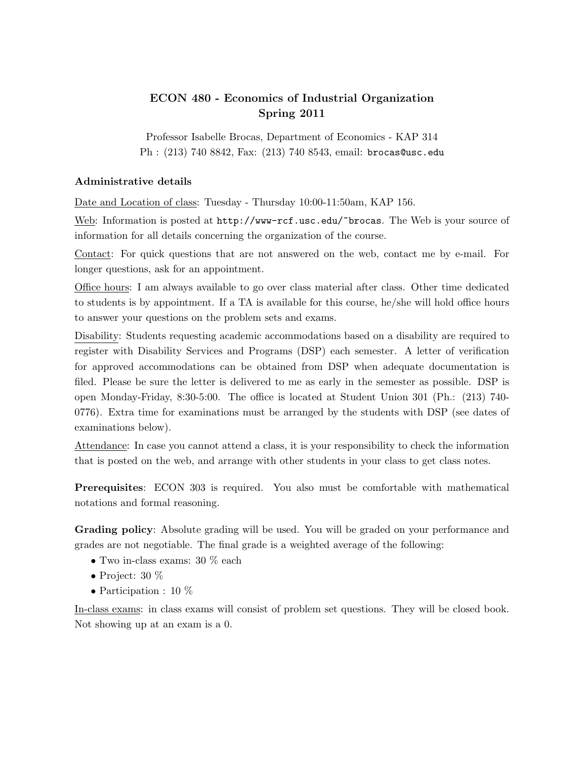# ECON 480 - Economics of Industrial Organization
## Spring 2011

Professor Isabelle Brocas, Department of Economics - KAP 314
Ph : (213) 740 8842, Fax: (213) 740 8543, email: brocas@usc.edu

### Administrative details

Date and Location of class: Tuesday - Thursday 10:00-11:50am, KAP 156.

Web: Information is posted at http://www-rcf.usc.edu/~brocas. The Web is your source of information for all details concerning the organization of the course.

Contact: For quick questions that are not answered on the web, contact me by e-mail. For longer questions, ask for an appointment.

Office hours: I am always available to go over class material after class. Other time dedicated to students is by appointment. If a TA is available for this course, he/she will hold office hours to answer your questions on the problem sets and exams.

Disability: Students requesting academic accommodations based on a disability are required to register with Disability Services and Programs (DSP) each semester. A letter of verification for approved accommodations can be obtained from DSP when adequate documentation is filed. Please be sure the letter is delivered to me as early in the semester as possible. DSP is open Monday-Friday, 8:30-5:00. The office is located at Student Union 301 (Ph.: (213) 740-0776). Extra time for examinations must be arranged by the students with DSP (see dates of examinations below).

Attendance: In case you cannot attend a class, it is your responsibility to check the information that is posted on the web, and arrange with other students in your class to get class notes.

**Prerequisites**: ECON 303 is required. You also must be comfortable with mathematical notations and formal reasoning.

**Grading policy**: Absolute grading will be used. You will be graded on your performance and grades are not negotiable. The final grade is a weighted average of the following:

- Two in-class exams: 30 % each
- Project: 30 %
- Participation : 10 %

In-class exams: in class exams will consist of problem set questions. They will be closed book. Not showing up at an exam is a 0.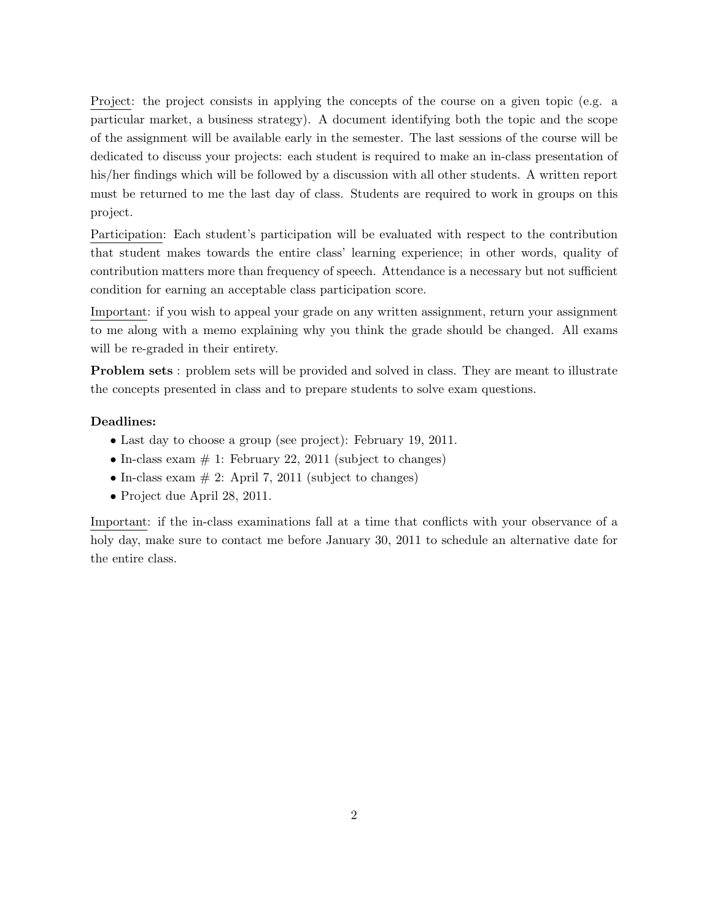<u>Project</u>: the project consists in applying the concepts of the course on a given topic (e.g. a particular market, a business strategy). A document identifying both the topic and the scope of the assignment will be available early in the semester. The last sessions of the course will be dedicated to discuss your projects: each student is required to make an in-class presentation of his/her findings which will be followed by a discussion with all other students. A written report must be returned to me the last day of class. Students are required to work in groups on this project.

<u>Participation</u>: Each student's participation will be evaluated with respect to the contribution that student makes towards the entire class' learning experience; in other words, quality of contribution matters more than frequency of speech. Attendance is a necessary but not sufficient condition for earning an acceptable class participation score.

<u>Important</u>: if you wish to appeal your grade on any written assignment, return your assignment to me along with a memo explaining why you think the grade should be changed. All exams will be re-graded in their entirety.

**Problem sets** : problem sets will be provided and solved in class. They are meant to illustrate the concepts presented in class and to prepare students to solve exam questions.

**Deadlines:**

- Last day to choose a group (see project): February 19, 2011.
- In-class exam # 1: February 22, 2011 (subject to changes)
- In-class exam # 2: April 7, 2011 (subject to changes)
- Project due April 28, 2011.

<u>Important</u>: if the in-class examinations fall at a time that conflicts with your observance of a holy day, make sure to contact me before January 30, 2011 to schedule an alternative date for the entire class.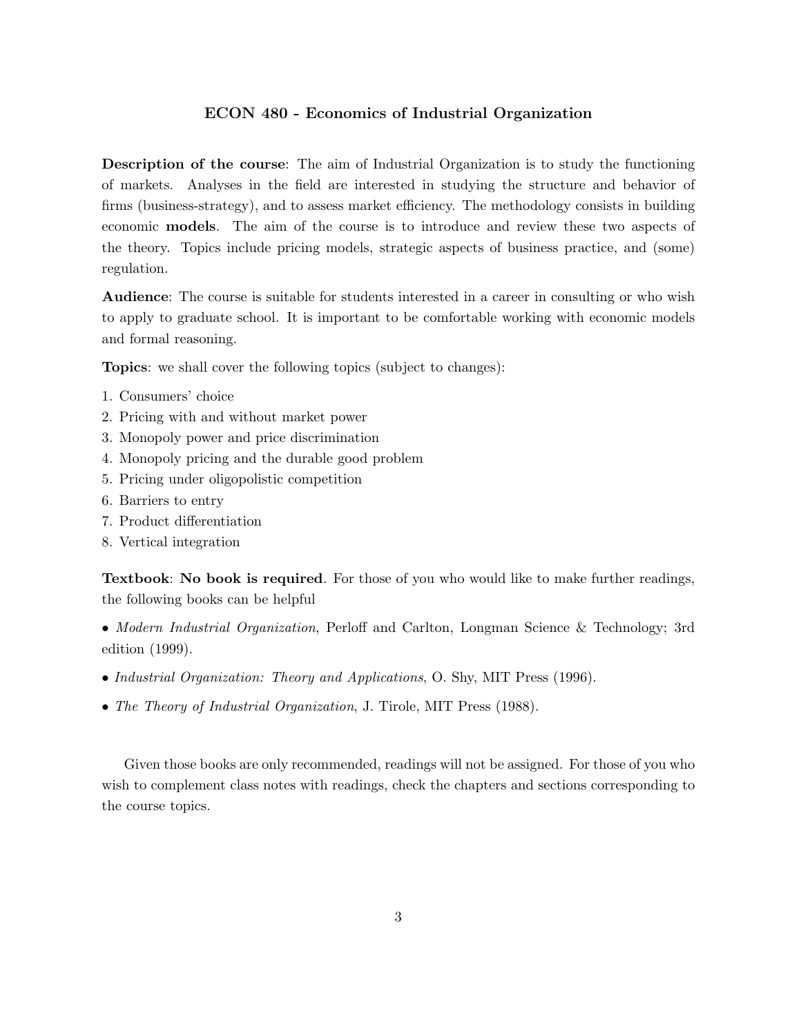# ECON 480 - Economics of Industrial Organization

**Description of the course**: The aim of Industrial Organization is to study the functioning of markets. Analyses in the field are interested in studying the structure and behavior of firms (business-strategy), and to assess market efficiency. The methodology consists in building economic **models**. The aim of the course is to introduce and review these two aspects of the theory. Topics include pricing models, strategic aspects of business practice, and (some) regulation.

**Audience**: The course is suitable for students interested in a career in consulting or who wish to apply to graduate school. It is important to be comfortable working with economic models and formal reasoning.

**Topics**: we shall cover the following topics (subject to changes):

1. Consumers' choice
2. Pricing with and without market power
3. Monopoly power and price discrimination
4. Monopoly pricing and the durable good problem
5. Pricing under oligopolistic competition
6. Barriers to entry
7. Product differentiation
8. Vertical integration

**Textbook**: **No book is required**. For those of you who would like to make further readings, the following books can be helpful

• *Modern Industrial Organization*, Perloff and Carlton, Longman Science & Technology; 3rd edition (1999).

• *Industrial Organization: Theory and Applications*, O. Shy, MIT Press (1996).

• *The Theory of Industrial Organization*, J. Tirole, MIT Press (1988).

Given those books are only recommended, readings will not be assigned. For those of you who wish to complement class notes with readings, check the chapters and sections corresponding to the course topics.